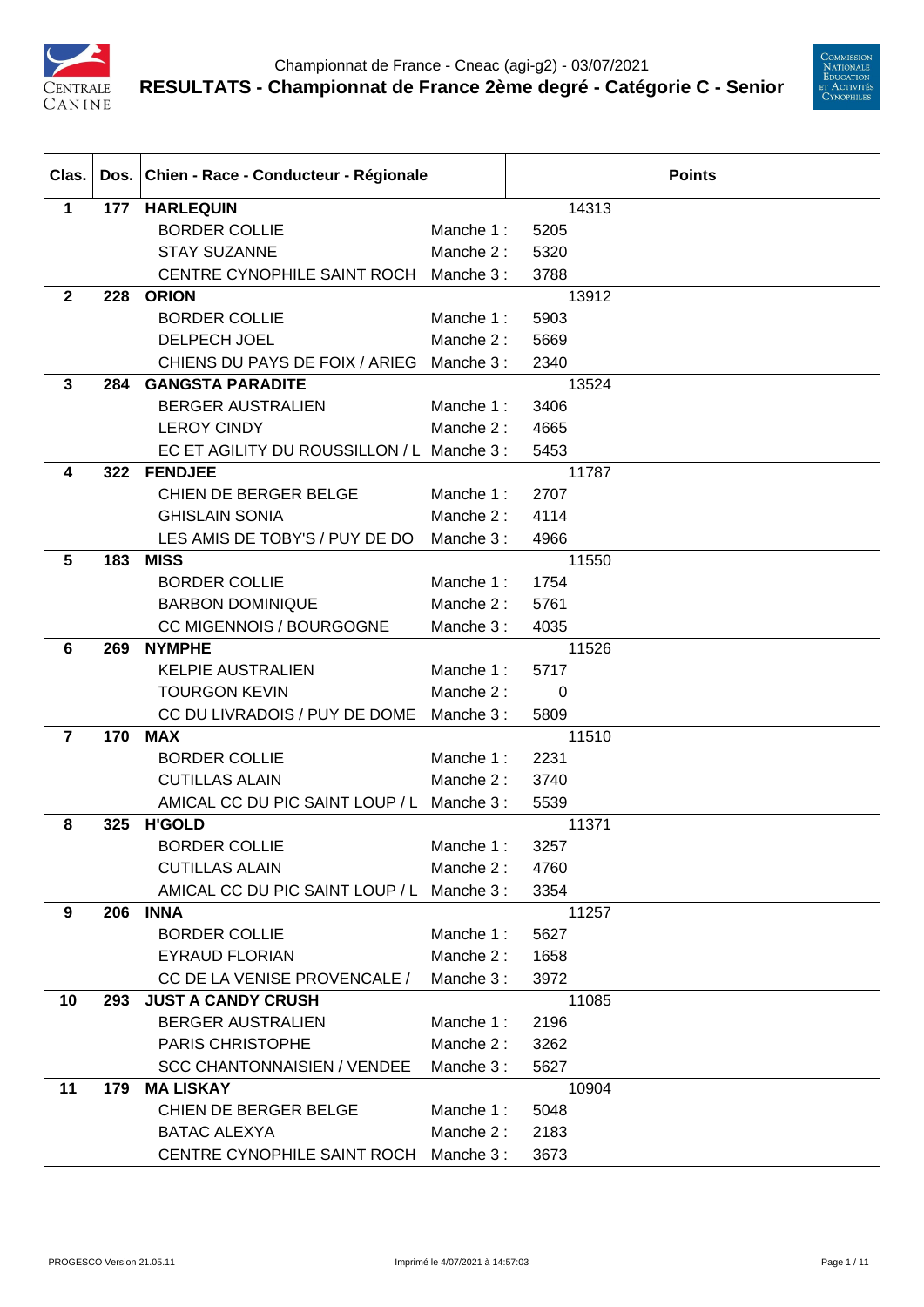Championnat de France - Cneac (agi-g2) - 03/07/2021

# RESULTATS - Championnat de France 2ème degré - Catégorie C - Senior

| Clas. | Dos. | Chien - Race - Conducteur - Régionale | | Points |
|---|---|---|---|---|
| **1** | **177** | **HARLEQUIN** | | 14313 |
| | | BORDER COLLIE | Manche 1 : | 5205 |
| | | STAY SUZANNE | Manche 2 : | 5320 |
| | | CENTRE CYNOPHILE SAINT ROCH | Manche 3 : | 3788 |
| **2** | **228** | **ORION** | | 13912 |
| | | BORDER COLLIE | Manche 1 : | 5903 |
| | | DELPECH JOEL | Manche 2 : | 5669 |
| | | CHIENS DU PAYS DE FOIX / ARIEG | Manche 3 : | 2340 |
| **3** | **284** | **GANGSTA PARADITE** | | 13524 |
| | | BERGER AUSTRALIEN | Manche 1 : | 3406 |
| | | LEROY CINDY | Manche 2 : | 4665 |
| | | EC ET AGILITY DU ROUSSILLON / L | Manche 3 : | 5453 |
| **4** | **322** | **FENDJEE** | | 11787 |
| | | CHIEN DE BERGER BELGE | Manche 1 : | 2707 |
| | | GHISLAIN SONIA | Manche 2 : | 4114 |
| | | LES AMIS DE TOBY'S / PUY DE DO | Manche 3 : | 4966 |
| **5** | **183** | **MISS** | | 11550 |
| | | BORDER COLLIE | Manche 1 : | 1754 |
| | | BARBON DOMINIQUE | Manche 2 : | 5761 |
| | | CC MIGENNOIS / BOURGOGNE | Manche 3 : | 4035 |
| **6** | **269** | **NYMPHE** | | 11526 |
| | | KELPIE AUSTRALIEN | Manche 1 : | 5717 |
| | | TOURGON KEVIN | Manche 2 : | 0 |
| | | CC DU LIVRADOIS / PUY DE DOME | Manche 3 : | 5809 |
| **7** | **170** | **MAX** | | 11510 |
| | | BORDER COLLIE | Manche 1 : | 2231 |
| | | CUTILLAS ALAIN | Manche 2 : | 3740 |
| | | AMICAL CC DU PIC SAINT LOUP / L | Manche 3 : | 5539 |
| **8** | **325** | **H'GOLD** | | 11371 |
| | | BORDER COLLIE | Manche 1 : | 3257 |
| | | CUTILLAS ALAIN | Manche 2 : | 4760 |
| | | AMICAL CC DU PIC SAINT LOUP / L | Manche 3 : | 3354 |
| **9** | **206** | **INNA** | | 11257 |
| | | BORDER COLLIE | Manche 1 : | 5627 |
| | | EYRAUD FLORIAN | Manche 2 : | 1658 |
| | | CC DE LA VENISE PROVENCALE / | Manche 3 : | 3972 |
| **10** | **293** | **JUST A CANDY CRUSH** | | 11085 |
| | | BERGER AUSTRALIEN | Manche 1 : | 2196 |
| | | PARIS CHRISTOPHE | Manche 2 : | 3262 |
| | | SCC CHANTONNAISIEN / VENDEE | Manche 3 : | 5627 |
| **11** | **179** | **MA LISKAY** | | 10904 |
| | | CHIEN DE BERGER BELGE | Manche 1 : | 5048 |
| | | BATAC ALEXYA | Manche 2 : | 2183 |
| | | CENTRE CYNOPHILE SAINT ROCH | Manche 3 : | 3673 |

PROGESCO Version 21.05.11 — Imprimé le 4/07/2021 à 14:57:03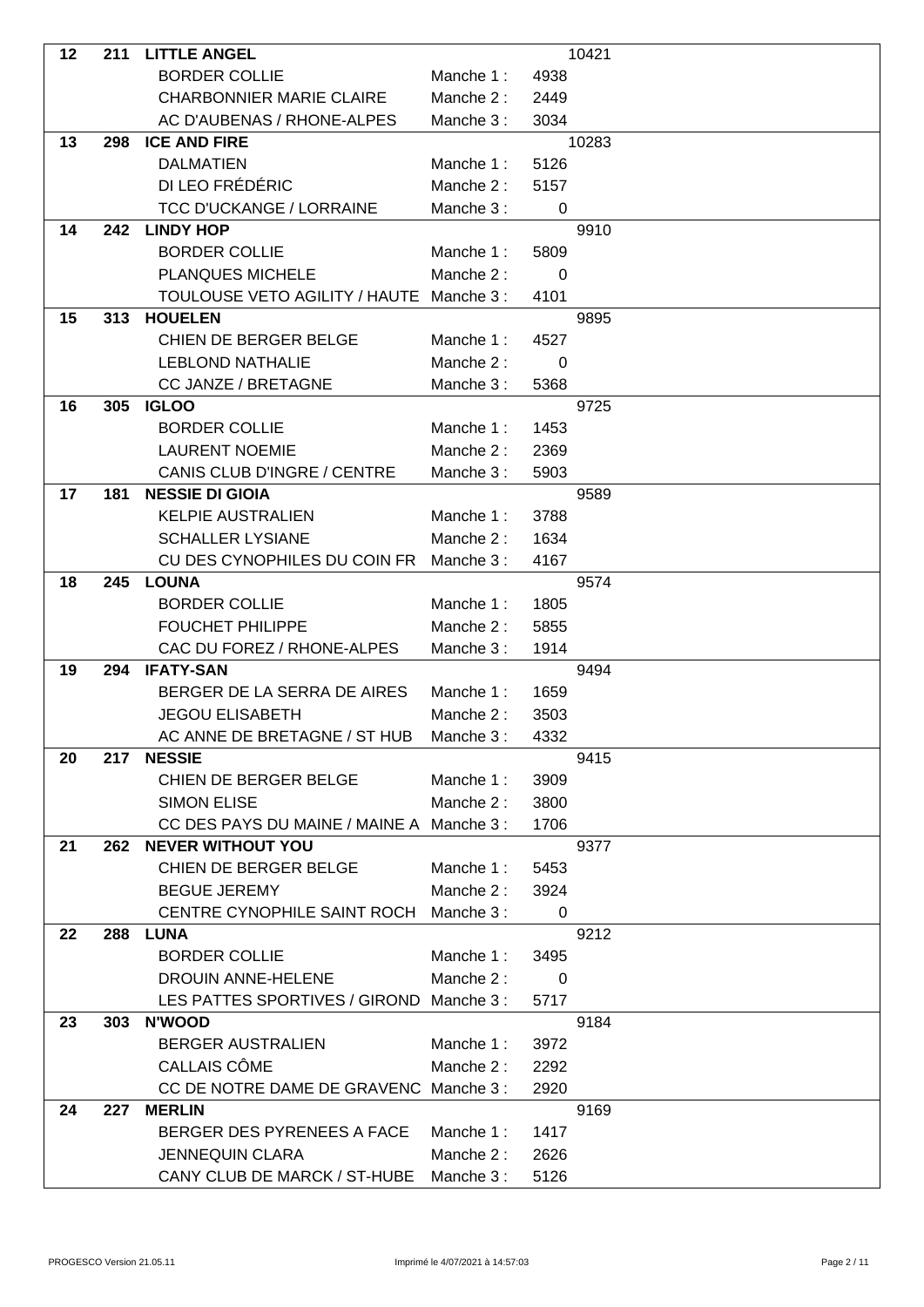| Rang | N° | Chien / Race / Conducteur / Club | Manche | Points | Total |
|---|---|---|---|---|---|
| 12 | 211 | **LITTLE ANGEL** | | | 10421 |
| | | BORDER COLLIE | Manche 1 : | 4938 | |
| | | CHARBONNIER MARIE CLAIRE | Manche 2 : | 2449 | |
| | | AC D'AUBENAS / RHONE-ALPES | Manche 3 : | 3034 | |
| 13 | 298 | **ICE AND FIRE** | | | 10283 |
| | | DALMATIEN | Manche 1 : | 5126 | |
| | | DI LEO FRÉDÉRIC | Manche 2 : | 5157 | |
| | | TCC D'UCKANGE / LORRAINE | Manche 3 : | 0 | |
| 14 | 242 | **LINDY HOP** | | | 9910 |
| | | BORDER COLLIE | Manche 1 : | 5809 | |
| | | PLANQUES MICHELE | Manche 2 : | 0 | |
| | | TOULOUSE VETO AGILITY / HAUTE | Manche 3 : | 4101 | |
| 15 | 313 | **HOUELEN** | | | 9895 |
| | | CHIEN DE BERGER BELGE | Manche 1 : | 4527 | |
| | | LEBLOND NATHALIE | Manche 2 : | 0 | |
| | | CC JANZE / BRETAGNE | Manche 3 : | 5368 | |
| 16 | 305 | **IGLOO** | | | 9725 |
| | | BORDER COLLIE | Manche 1 : | 1453 | |
| | | LAURENT NOEMIE | Manche 2 : | 2369 | |
| | | CANIS CLUB D'INGRE / CENTRE | Manche 3 : | 5903 | |
| 17 | 181 | **NESSIE DI GIOIA** | | | 9589 |
| | | KELPIE AUSTRALIEN | Manche 1 : | 3788 | |
| | | SCHALLER LYSIANE | Manche 2 : | 1634 | |
| | | CU DES CYNOPHILES DU COIN FR | Manche 3 : | 4167 | |
| 18 | 245 | **LOUNA** | | | 9574 |
| | | BORDER COLLIE | Manche 1 : | 1805 | |
| | | FOUCHET PHILIPPE | Manche 2 : | 5855 | |
| | | CAC DU FOREZ / RHONE-ALPES | Manche 3 : | 1914 | |
| 19 | 294 | **IFATY-SAN** | | | 9494 |
| | | BERGER DE LA SERRA DE AIRES | Manche 1 : | 1659 | |
| | | JEGOU ELISABETH | Manche 2 : | 3503 | |
| | | AC ANNE DE BRETAGNE / ST HUB | Manche 3 : | 4332 | |
| 20 | 217 | **NESSIE** | | | 9415 |
| | | CHIEN DE BERGER BELGE | Manche 1 : | 3909 | |
| | | SIMON ELISE | Manche 2 : | 3800 | |
| | | CC DES PAYS DU MAINE / MAINE A | Manche 3 : | 1706 | |
| 21 | 262 | **NEVER WITHOUT YOU** | | | 9377 |
| | | CHIEN DE BERGER BELGE | Manche 1 : | 5453 | |
| | | BEGUE JEREMY | Manche 2 : | 3924 | |
| | | CENTRE CYNOPHILE SAINT ROCH | Manche 3 : | 0 | |
| 22 | 288 | **LUNA** | | | 9212 |
| | | BORDER COLLIE | Manche 1 : | 3495 | |
| | | DROUIN ANNE-HELENE | Manche 2 : | 0 | |
| | | LES PATTES SPORTIVES / GIROND | Manche 3 : | 5717 | |
| 23 | 303 | **N'WOOD** | | | 9184 |
| | | BERGER AUSTRALIEN | Manche 1 : | 3972 | |
| | | CALLAIS CÔME | Manche 2 : | 2292 | |
| | | CC DE NOTRE DAME DE GRAVENC | Manche 3 : | 2920 | |
| 24 | 227 | **MERLIN** | | | 9169 |
| | | BERGER DES PYRENEES A FACE | Manche 1 : | 1417 | |
| | | JENNEQUIN CLARA | Manche 2 : | 2626 | |
| | | CANY CLUB DE MARCK / ST-HUBE | Manche 3 : | 5126 | |

PROGESCO Version 21.05.11 — Imprimé le 4/07/2021 à 14:57:03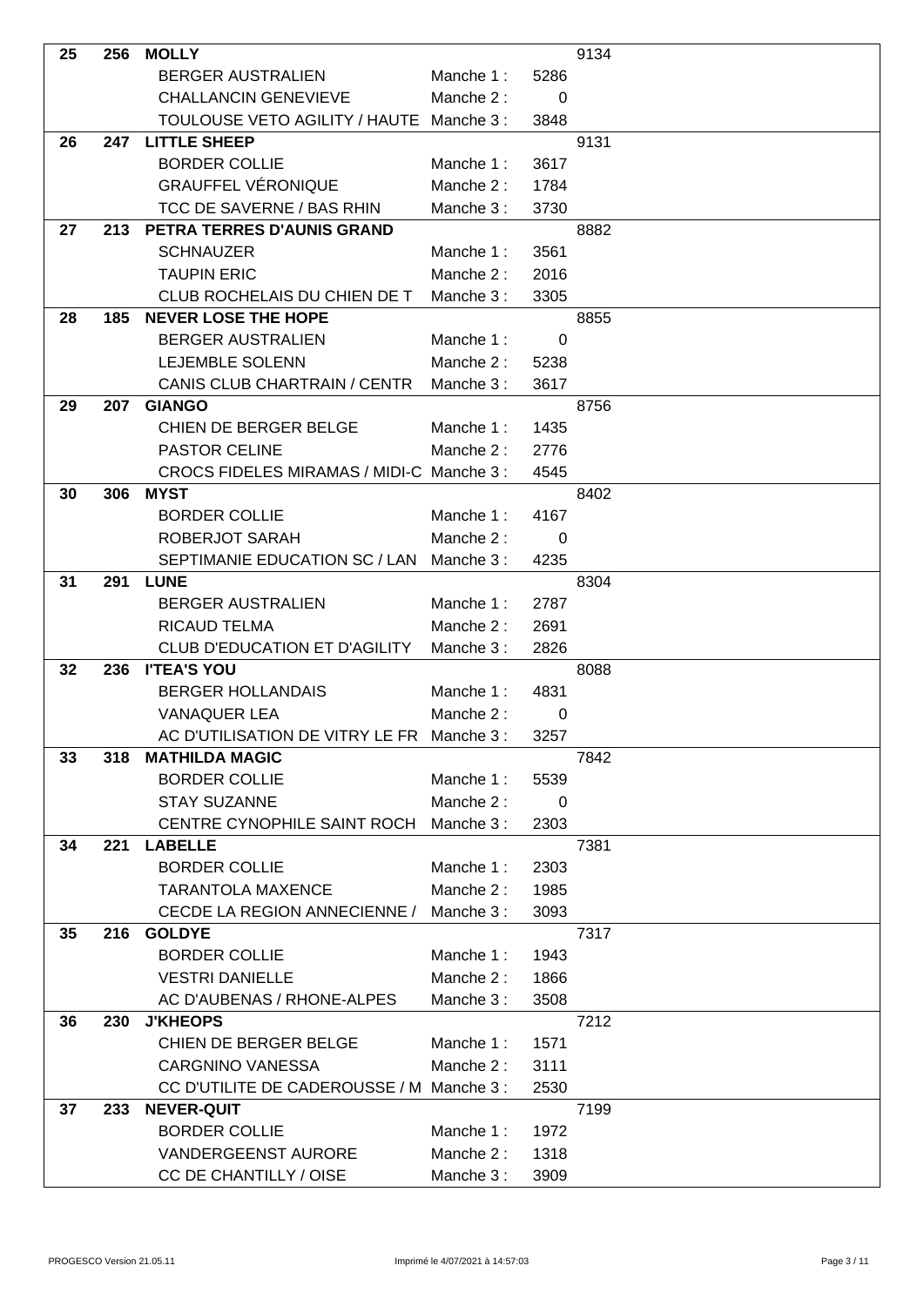| Rang | N° | Chien / Race / Conducteur / Club | Manche | Points | Total |
|---|---|---|---|---|---|
| 25 | 256 | **MOLLY** | | | 9134 |
| | | BERGER AUSTRALIEN | Manche 1 : | 5286 | |
| | | CHALLANCIN GENEVIEVE | Manche 2 : | 0 | |
| | | TOULOUSE VETO AGILITY / HAUTE | Manche 3 : | 3848 | |
| 26 | 247 | **LITTLE SHEEP** | | | 9131 |
| | | BORDER COLLIE | Manche 1 : | 3617 | |
| | | GRAUFFEL VÉRONIQUE | Manche 2 : | 1784 | |
| | | TCC DE SAVERNE / BAS RHIN | Manche 3 : | 3730 | |
| 27 | 213 | **PETRA TERRES D'AUNIS GRAND** | | | 8882 |
| | | SCHNAUZER | Manche 1 : | 3561 | |
| | | TAUPIN ERIC | Manche 2 : | 2016 | |
| | | CLUB ROCHELAIS DU CHIEN DE T | Manche 3 : | 3305 | |
| 28 | 185 | **NEVER LOSE THE HOPE** | | | 8855 |
| | | BERGER AUSTRALIEN | Manche 1 : | 0 | |
| | | LEJEMBLE SOLENN | Manche 2 : | 5238 | |
| | | CANIS CLUB CHARTRAIN / CENTR | Manche 3 : | 3617 | |
| 29 | 207 | **GIANGO** | | | 8756 |
| | | CHIEN DE BERGER BELGE | Manche 1 : | 1435 | |
| | | PASTOR CELINE | Manche 2 : | 2776 | |
| | | CROCS FIDELES MIRAMAS / MIDI-C | Manche 3 : | 4545 | |
| 30 | 306 | **MYST** | | | 8402 |
| | | BORDER COLLIE | Manche 1 : | 4167 | |
| | | ROBERJOT SARAH | Manche 2 : | 0 | |
| | | SEPTIMANIE EDUCATION SC / LAN | Manche 3 : | 4235 | |
| 31 | 291 | **LUNE** | | | 8304 |
| | | BERGER AUSTRALIEN | Manche 1 : | 2787 | |
| | | RICAUD TELMA | Manche 2 : | 2691 | |
| | | CLUB D'EDUCATION ET D'AGILITY | Manche 3 : | 2826 | |
| 32 | 236 | **I'TEA'S YOU** | | | 8088 |
| | | BERGER HOLLANDAIS | Manche 1 : | 4831 | |
| | | VANAQUER LEA | Manche 2 : | 0 | |
| | | AC D'UTILISATION DE VITRY LE FR | Manche 3 : | 3257 | |
| 33 | 318 | **MATHILDA MAGIC** | | | 7842 |
| | | BORDER COLLIE | Manche 1 : | 5539 | |
| | | STAY SUZANNE | Manche 2 : | 0 | |
| | | CENTRE CYNOPHILE SAINT ROCH | Manche 3 : | 2303 | |
| 34 | 221 | **LABELLE** | | | 7381 |
| | | BORDER COLLIE | Manche 1 : | 2303 | |
| | | TARANTOLA MAXENCE | Manche 2 : | 1985 | |
| | | CECDE LA REGION ANNECIENNE / | Manche 3 : | 3093 | |
| 35 | 216 | **GOLDYE** | | | 7317 |
| | | BORDER COLLIE | Manche 1 : | 1943 | |
| | | VESTRI DANIELLE | Manche 2 : | 1866 | |
| | | AC D'AUBENAS / RHONE-ALPES | Manche 3 : | 3508 | |
| 36 | 230 | **J'KHEOPS** | | | 7212 |
| | | CHIEN DE BERGER BELGE | Manche 1 : | 1571 | |
| | | CARGNINO VANESSA | Manche 2 : | 3111 | |
| | | CC D'UTILITE DE CADEROUSSE / M | Manche 3 : | 2530 | |
| 37 | 233 | **NEVER-QUIT** | | | 7199 |
| | | BORDER COLLIE | Manche 1 : | 1972 | |
| | | VANDERGEENST AURORE | Manche 2 : | 1318 | |
| | | CC DE CHANTILLY / OISE | Manche 3 : | 3909 | |

PROGESCO Version 21.05.11 — Imprimé le 4/07/2021 à 14:57:03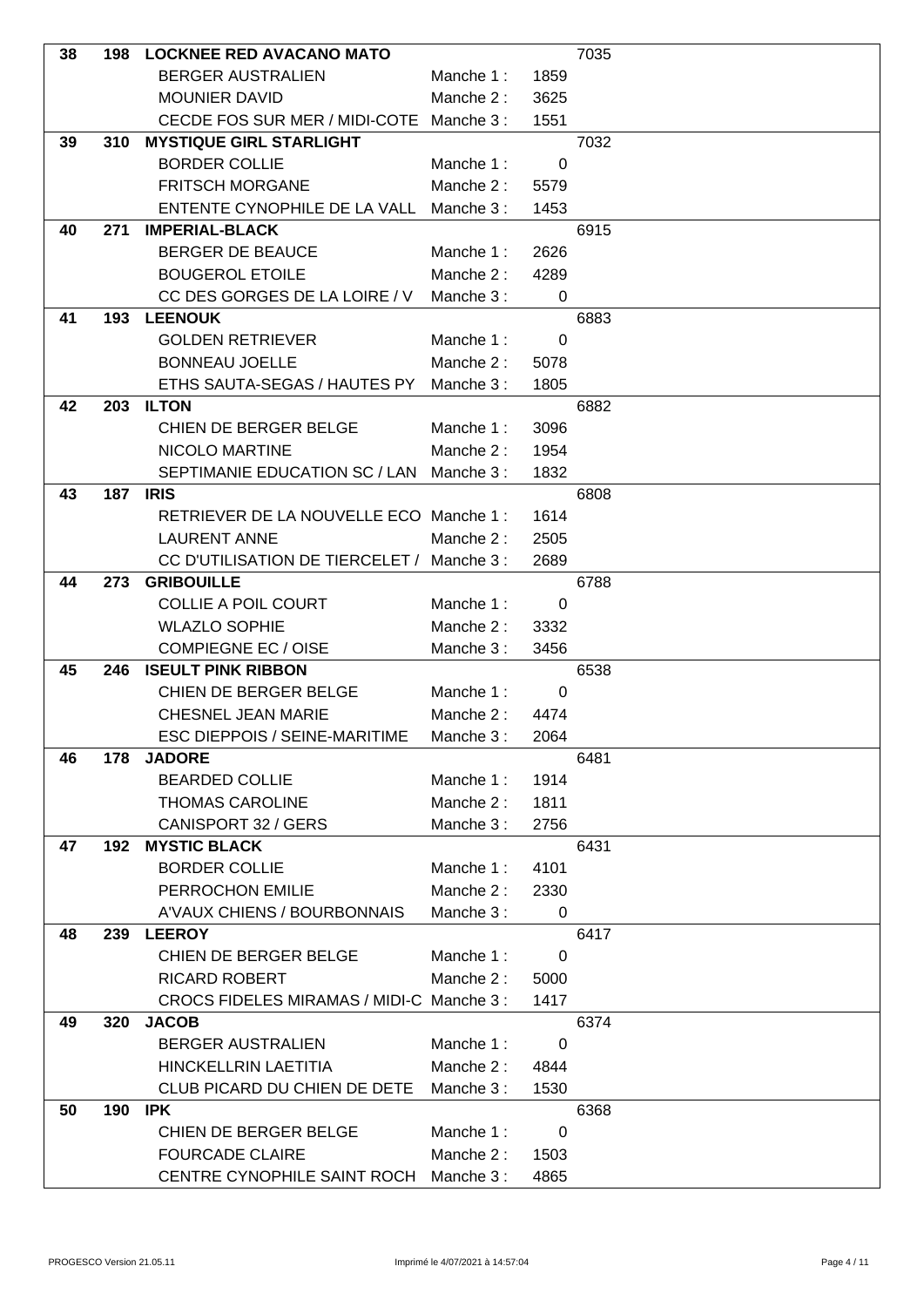| Rang | N° | Nom | | | Total |
|---|---|---|---|---|---|
| 38 | 198 | **LOCKNEE RED AVACANO MATO** | | | 7035 |
| | | BERGER AUSTRALIEN | Manche 1 : | 1859 | |
| | | MOUNIER DAVID | Manche 2 : | 3625 | |
| | | CECDE FOS SUR MER / MIDI-COTE | Manche 3 : | 1551 | |
| 39 | 310 | **MYSTIQUE GIRL STARLIGHT** | | | 7032 |
| | | BORDER COLLIE | Manche 1 : | 0 | |
| | | FRITSCH MORGANE | Manche 2 : | 5579 | |
| | | ENTENTE CYNOPHILE DE LA VALL | Manche 3 : | 1453 | |
| 40 | 271 | **IMPERIAL-BLACK** | | | 6915 |
| | | BERGER DE BEAUCE | Manche 1 : | 2626 | |
| | | BOUGEROL ETOILE | Manche 2 : | 4289 | |
| | | CC DES GORGES DE LA LOIRE / V | Manche 3 : | 0 | |
| 41 | 193 | **LEENOUK** | | | 6883 |
| | | GOLDEN RETRIEVER | Manche 1 : | 0 | |
| | | BONNEAU JOELLE | Manche 2 : | 5078 | |
| | | ETHS SAUTA-SEGAS / HAUTES PY | Manche 3 : | 1805 | |
| 42 | 203 | **ILTON** | | | 6882 |
| | | CHIEN DE BERGER BELGE | Manche 1 : | 3096 | |
| | | NICOLO MARTINE | Manche 2 : | 1954 | |
| | | SEPTIMANIE EDUCATION SC / LAN | Manche 3 : | 1832 | |
| 43 | 187 | **IRIS** | | | 6808 |
| | | RETRIEVER DE LA NOUVELLE ECO | Manche 1 : | 1614 | |
| | | LAURENT ANNE | Manche 2 : | 2505 | |
| | | CC D'UTILISATION DE TIERCELET / | Manche 3 : | 2689 | |
| 44 | 273 | **GRIBOUILLE** | | | 6788 |
| | | COLLIE A POIL COURT | Manche 1 : | 0 | |
| | | WLAZLO SOPHIE | Manche 2 : | 3332 | |
| | | COMPIEGNE EC / OISE | Manche 3 : | 3456 | |
| 45 | 246 | **ISEULT PINK RIBBON** | | | 6538 |
| | | CHIEN DE BERGER BELGE | Manche 1 : | 0 | |
| | | CHESNEL JEAN MARIE | Manche 2 : | 4474 | |
| | | ESC DIEPPOIS / SEINE-MARITIME | Manche 3 : | 2064 | |
| 46 | 178 | **JADORE** | | | 6481 |
| | | BEARDED COLLIE | Manche 1 : | 1914 | |
| | | THOMAS CAROLINE | Manche 2 : | 1811 | |
| | | CANISPORT 32 / GERS | Manche 3 : | 2756 | |
| 47 | 192 | **MYSTIC BLACK** | | | 6431 |
| | | BORDER COLLIE | Manche 1 : | 4101 | |
| | | PERROCHON EMILIE | Manche 2 : | 2330 | |
| | | A'VAUX CHIENS / BOURBONNAIS | Manche 3 : | 0 | |
| 48 | 239 | **LEEROY** | | | 6417 |
| | | CHIEN DE BERGER BELGE | Manche 1 : | 0 | |
| | | RICARD ROBERT | Manche 2 : | 5000 | |
| | | CROCS FIDELES MIRAMAS / MIDI-C | Manche 3 : | 1417 | |
| 49 | 320 | **JACOB** | | | 6374 |
| | | BERGER AUSTRALIEN | Manche 1 : | 0 | |
| | | HINCKELLRIN LAETITIA | Manche 2 : | 4844 | |
| | | CLUB PICARD DU CHIEN DE DETE | Manche 3 : | 1530 | |
| 50 | 190 | **IPK** | | | 6368 |
| | | CHIEN DE BERGER BELGE | Manche 1 : | 0 | |
| | | FOURCADE CLAIRE | Manche 2 : | 1503 | |
| | | CENTRE CYNOPHILE SAINT ROCH | Manche 3 : | 4865 | |

PROGESCO Version 21.05.11 — Imprimé le 4/07/2021 à 14:57:04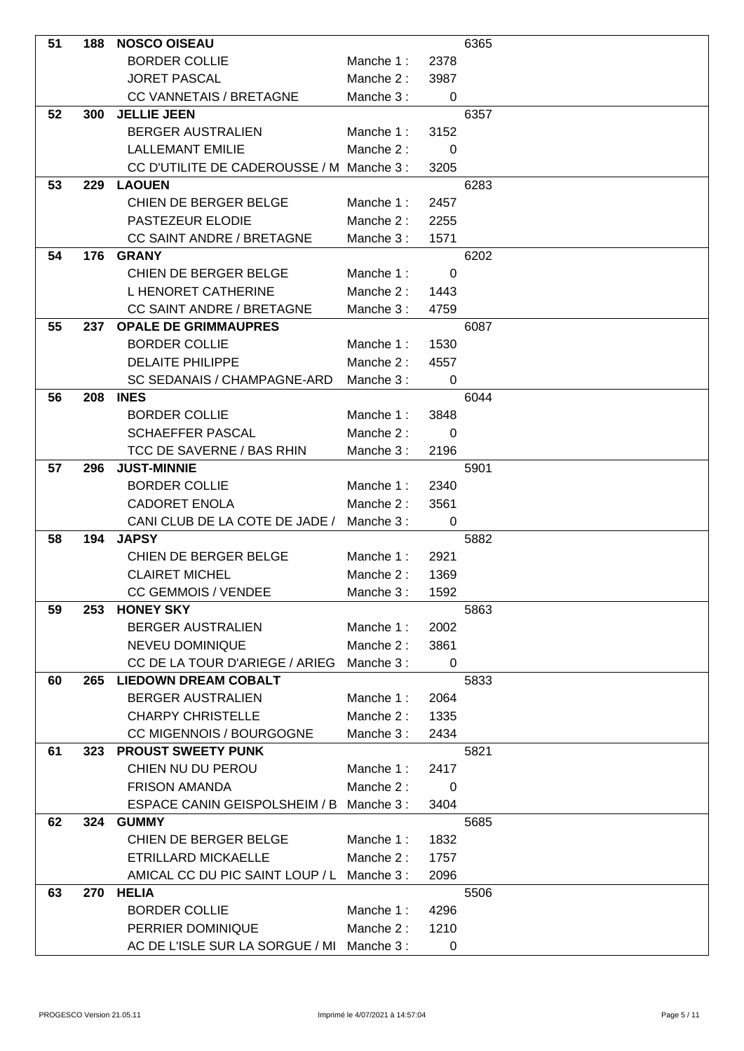| Rang | Dossard | Nom | Manche | Points | Total |
|---|---|---|---|---|---|
| 51 | 188 | **NOSCO OISEAU** | | | 6365 |
| | | BORDER COLLIE | Manche 1 : | 2378 | |
| | | JORET PASCAL | Manche 2 : | 3987 | |
| | | CC VANNETAIS / BRETAGNE | Manche 3 : | 0 | |
| 52 | 300 | **JELLIE JEEN** | | | 6357 |
| | | BERGER AUSTRALIEN | Manche 1 : | 3152 | |
| | | LALLEMANT EMILIE | Manche 2 : | 0 | |
| | | CC D'UTILITE DE CADEROUSSE / M | Manche 3 : | 3205 | |
| 53 | 229 | **LAOUEN** | | | 6283 |
| | | CHIEN DE BERGER BELGE | Manche 1 : | 2457 | |
| | | PASTEZEUR ELODIE | Manche 2 : | 2255 | |
| | | CC SAINT ANDRE / BRETAGNE | Manche 3 : | 1571 | |
| 54 | 176 | **GRANY** | | | 6202 |
| | | CHIEN DE BERGER BELGE | Manche 1 : | 0 | |
| | | L HENORET CATHERINE | Manche 2 : | 1443 | |
| | | CC SAINT ANDRE / BRETAGNE | Manche 3 : | 4759 | |
| 55 | 237 | **OPALE DE GRIMMAUPRES** | | | 6087 |
| | | BORDER COLLIE | Manche 1 : | 1530 | |
| | | DELAITE PHILIPPE | Manche 2 : | 4557 | |
| | | SC SEDANAIS / CHAMPAGNE-ARD | Manche 3 : | 0 | |
| 56 | 208 | **INES** | | | 6044 |
| | | BORDER COLLIE | Manche 1 : | 3848 | |
| | | SCHAEFFER PASCAL | Manche 2 : | 0 | |
| | | TCC DE SAVERNE / BAS RHIN | Manche 3 : | 2196 | |
| 57 | 296 | **JUST-MINNIE** | | | 5901 |
| | | BORDER COLLIE | Manche 1 : | 2340 | |
| | | CADORET ENOLA | Manche 2 : | 3561 | |
| | | CANI CLUB DE LA COTE DE JADE / | Manche 3 : | 0 | |
| 58 | 194 | **JAPSY** | | | 5882 |
| | | CHIEN DE BERGER BELGE | Manche 1 : | 2921 | |
| | | CLAIRET MICHEL | Manche 2 : | 1369 | |
| | | CC GEMMOIS / VENDEE | Manche 3 : | 1592 | |
| 59 | 253 | **HONEY SKY** | | | 5863 |
| | | BERGER AUSTRALIEN | Manche 1 : | 2002 | |
| | | NEVEU DOMINIQUE | Manche 2 : | 3861 | |
| | | CC DE LA TOUR D'ARIEGE / ARIEG | Manche 3 : | 0 | |
| 60 | 265 | **LIEDOWN DREAM COBALT** | | | 5833 |
| | | BERGER AUSTRALIEN | Manche 1 : | 2064 | |
| | | CHARPY CHRISTELLE | Manche 2 : | 1335 | |
| | | CC MIGENNOIS / BOURGOGNE | Manche 3 : | 2434 | |
| 61 | 323 | **PROUST SWEETY PUNK** | | | 5821 |
| | | CHIEN NU DU PEROU | Manche 1 : | 2417 | |
| | | FRISON AMANDA | Manche 2 : | 0 | |
| | | ESPACE CANIN GEISPOLSHEIM / B | Manche 3 : | 3404 | |
| 62 | 324 | **GUMMY** | | | 5685 |
| | | CHIEN DE BERGER BELGE | Manche 1 : | 1832 | |
| | | ETRILLARD MICKAELLE | Manche 2 : | 1757 | |
| | | AMICAL CC DU PIC SAINT LOUP / L | Manche 3 : | 2096 | |
| 63 | 270 | **HELIA** | | | 5506 |
| | | BORDER COLLIE | Manche 1 : | 4296 | |
| | | PERRIER DOMINIQUE | Manche 2 : | 1210 | |
| | | AC DE L'ISLE SUR LA SORGUE / MI | Manche 3 : | 0 | |

PROGESCO Version 21.05.11 Imprimé le 4/07/2021 à 14:57:04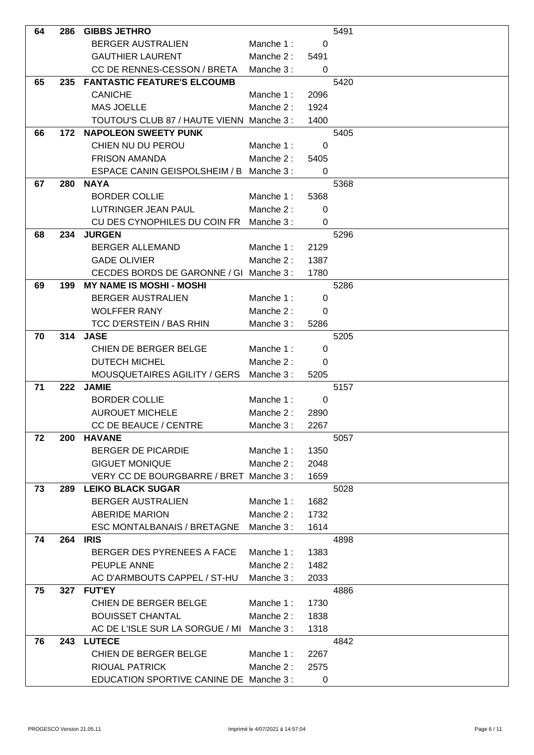| Rang | Dossard | Chien / Race / Conducteur / Club | Manche | Points | Total |
|---|---|---|---|---|---|
| 64 | 286 | **GIBBS JETHRO** | | | 5491 |
| | | BERGER AUSTRALIEN | Manche 1 : | 0 | |
| | | GAUTHIER LAURENT | Manche 2 : | 5491 | |
| | | CC DE RENNES-CESSON / BRETA | Manche 3 : | 0 | |
| 65 | 235 | **FANTASTIC FEATURE'S ELCOUMB** | | | 5420 |
| | | CANICHE | Manche 1 : | 2096 | |
| | | MAS JOELLE | Manche 2 : | 1924 | |
| | | TOUTOU'S CLUB 87 / HAUTE VIENN | Manche 3 : | 1400 | |
| 66 | 172 | **NAPOLEON SWEETY PUNK** | | | 5405 |
| | | CHIEN NU DU PEROU | Manche 1 : | 0 | |
| | | FRISON AMANDA | Manche 2 : | 5405 | |
| | | ESPACE CANIN GEISPOLSHEIM / B | Manche 3 : | 0 | |
| 67 | 280 | **NAYA** | | | 5368 |
| | | BORDER COLLIE | Manche 1 : | 5368 | |
| | | LUTRINGER JEAN PAUL | Manche 2 : | 0 | |
| | | CU DES CYNOPHILES DU COIN FR | Manche 3 : | 0 | |
| 68 | 234 | **JURGEN** | | | 5296 |
| | | BERGER ALLEMAND | Manche 1 : | 2129 | |
| | | GADE OLIVIER | Manche 2 : | 1387 | |
| | | CECDES BORDS DE GARONNE / GI | Manche 3 : | 1780 | |
| 69 | 199 | **MY NAME IS MOSHI - MOSHI** | | | 5286 |
| | | BERGER AUSTRALIEN | Manche 1 : | 0 | |
| | | WOLFFER RANY | Manche 2 : | 0 | |
| | | TCC D'ERSTEIN / BAS RHIN | Manche 3 : | 5286 | |
| 70 | 314 | **JASE** | | | 5205 |
| | | CHIEN DE BERGER BELGE | Manche 1 : | 0 | |
| | | DUTECH MICHEL | Manche 2 : | 0 | |
| | | MOUSQUETAIRES AGILITY / GERS | Manche 3 : | 5205 | |
| 71 | 222 | **JAMIE** | | | 5157 |
| | | BORDER COLLIE | Manche 1 : | 0 | |
| | | AUROUET MICHELE | Manche 2 : | 2890 | |
| | | CC DE BEAUCE / CENTRE | Manche 3 : | 2267 | |
| 72 | 200 | **HAVANE** | | | 5057 |
| | | BERGER DE PICARDIE | Manche 1 : | 1350 | |
| | | GIGUET MONIQUE | Manche 2 : | 2048 | |
| | | VERY CC DE BOURGBARRE / BRET | Manche 3 : | 1659 | |
| 73 | 289 | **LEIKO BLACK SUGAR** | | | 5028 |
| | | BERGER AUSTRALIEN | Manche 1 : | 1682 | |
| | | ABERIDE MARION | Manche 2 : | 1732 | |
| | | ESC MONTALBANAIS / BRETAGNE | Manche 3 : | 1614 | |
| 74 | 264 | **IRIS** | | | 4898 |
| | | BERGER DES PYRENEES A FACE | Manche 1 : | 1383 | |
| | | PEUPLE ANNE | Manche 2 : | 1482 | |
| | | AC D'ARMBOUTS CAPPEL / ST-HU | Manche 3 : | 2033 | |
| 75 | 327 | **FUT'EY** | | | 4886 |
| | | CHIEN DE BERGER BELGE | Manche 1 : | 1730 | |
| | | BOUISSET CHANTAL | Manche 2 : | 1838 | |
| | | AC DE L'ISLE SUR LA SORGUE / MI | Manche 3 : | 1318 | |
| 76 | 243 | **LUTECE** | | | 4842 |
| | | CHIEN DE BERGER BELGE | Manche 1 : | 2267 | |
| | | RIOUAL PATRICK | Manche 2 : | 2575 | |
| | | EDUCATION SPORTIVE CANINE DE | Manche 3 : | 0 | |

PROGESCO Version 21.05.11 — Imprimé le 4/07/2021 à 14:57:04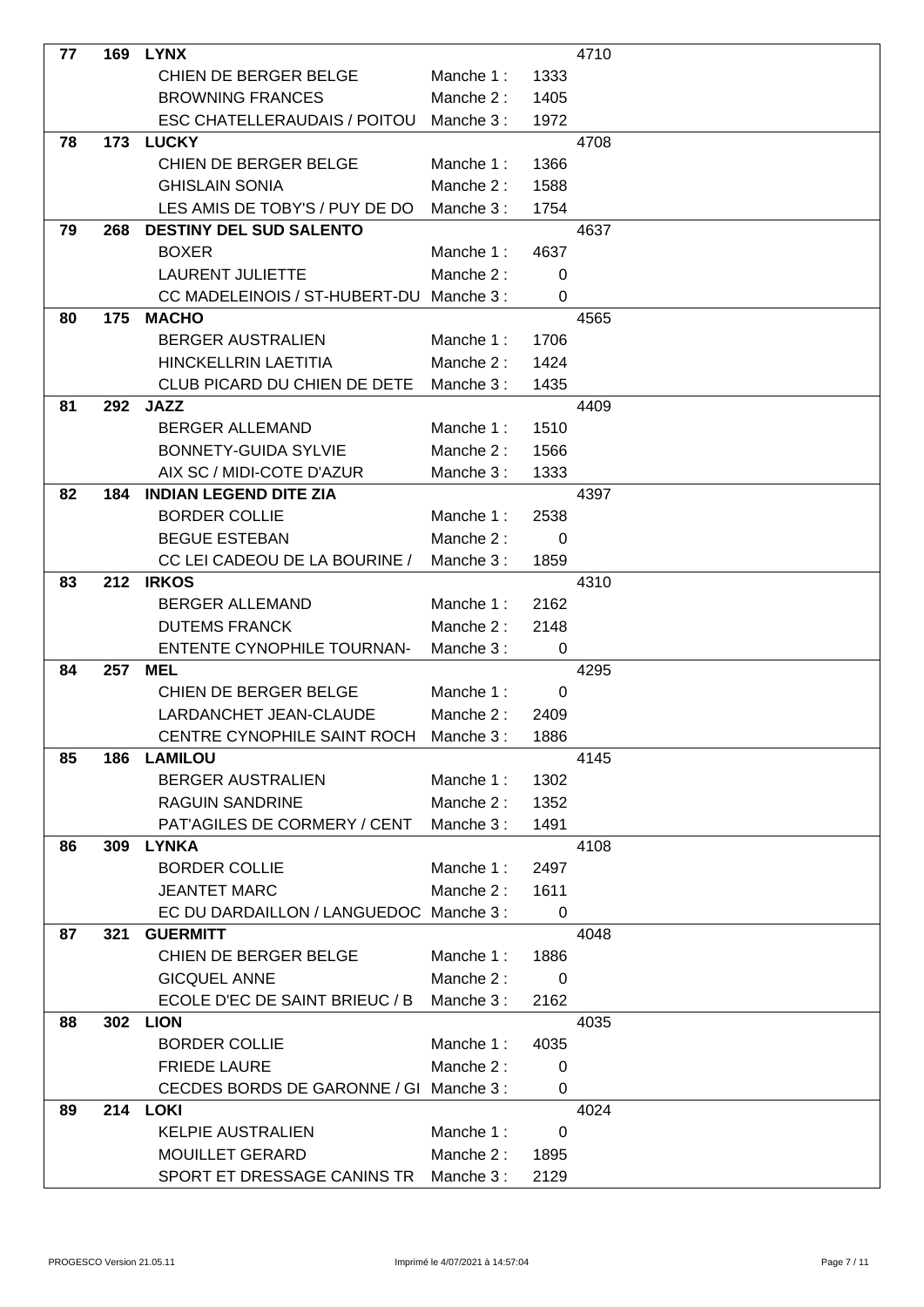| Rang | Dossard | Chien / Race / Conducteur / Club | Manche | Points | Total |
|---|---|---|---|---|---|
| 77 | 169 | **LYNX** | | | 4710 |
| | | CHIEN DE BERGER BELGE | Manche 1 : | 1333 | |
| | | BROWNING FRANCES | Manche 2 : | 1405 | |
| | | ESC CHATELLERAUDAIS / POITOU | Manche 3 : | 1972 | |
| 78 | 173 | **LUCKY** | | | 4708 |
| | | CHIEN DE BERGER BELGE | Manche 1 : | 1366 | |
| | | GHISLAIN SONIA | Manche 2 : | 1588 | |
| | | LES AMIS DE TOBY'S / PUY DE DO | Manche 3 : | 1754 | |
| 79 | 268 | **DESTINY DEL SUD SALENTO** | | | 4637 |
| | | BOXER | Manche 1 : | 4637 | |
| | | LAURENT JULIETTE | Manche 2 : | 0 | |
| | | CC MADELEINOIS / ST-HUBERT-DU | Manche 3 : | 0 | |
| 80 | 175 | **MACHO** | | | 4565 |
| | | BERGER AUSTRALIEN | Manche 1 : | 1706 | |
| | | HINCKELLRIN LAETITIA | Manche 2 : | 1424 | |
| | | CLUB PICARD DU CHIEN DE DETE | Manche 3 : | 1435 | |
| 81 | 292 | **JAZZ** | | | 4409 |
| | | BERGER ALLEMAND | Manche 1 : | 1510 | |
| | | BONNETY-GUIDA SYLVIE | Manche 2 : | 1566 | |
| | | AIX SC / MIDI-COTE D'AZUR | Manche 3 : | 1333 | |
| 82 | 184 | **INDIAN LEGEND DITE ZIA** | | | 4397 |
| | | BORDER COLLIE | Manche 1 : | 2538 | |
| | | BEGUE ESTEBAN | Manche 2 : | 0 | |
| | | CC LEI CADEOU DE LA BOURINE / | Manche 3 : | 1859 | |
| 83 | 212 | **IRKOS** | | | 4310 |
| | | BERGER ALLEMAND | Manche 1 : | 2162 | |
| | | DUTEMS FRANCK | Manche 2 : | 2148 | |
| | | ENTENTE CYNOPHILE TOURNAN- | Manche 3 : | 0 | |
| 84 | 257 | **MEL** | | | 4295 |
| | | CHIEN DE BERGER BELGE | Manche 1 : | 0 | |
| | | LARDANCHET JEAN-CLAUDE | Manche 2 : | 2409 | |
| | | CENTRE CYNOPHILE SAINT ROCH | Manche 3 : | 1886 | |
| 85 | 186 | **LAMILOU** | | | 4145 |
| | | BERGER AUSTRALIEN | Manche 1 : | 1302 | |
| | | RAGUIN SANDRINE | Manche 2 : | 1352 | |
| | | PAT'AGILES DE CORMERY / CENT | Manche 3 : | 1491 | |
| 86 | 309 | **LYNKA** | | | 4108 |
| | | BORDER COLLIE | Manche 1 : | 2497 | |
| | | JEANTET MARC | Manche 2 : | 1611 | |
| | | EC DU DARDAILLON / LANGUEDOC | Manche 3 : | 0 | |
| 87 | 321 | **GUERMITT** | | | 4048 |
| | | CHIEN DE BERGER BELGE | Manche 1 : | 1886 | |
| | | GICQUEL ANNE | Manche 2 : | 0 | |
| | | ECOLE D'EC DE SAINT BRIEUC / B | Manche 3 : | 2162 | |
| 88 | 302 | **LION** | | | 4035 |
| | | BORDER COLLIE | Manche 1 : | 4035 | |
| | | FRIEDE LAURE | Manche 2 : | 0 | |
| | | CECDES BORDS DE GARONNE / GI | Manche 3 : | 0 | |
| 89 | 214 | **LOKI** | | | 4024 |
| | | KELPIE AUSTRALIEN | Manche 1 : | 0 | |
| | | MOUILLET GERARD | Manche 2 : | 1895 | |
| | | SPORT ET DRESSAGE CANINS TR | Manche 3 : | 2129 | |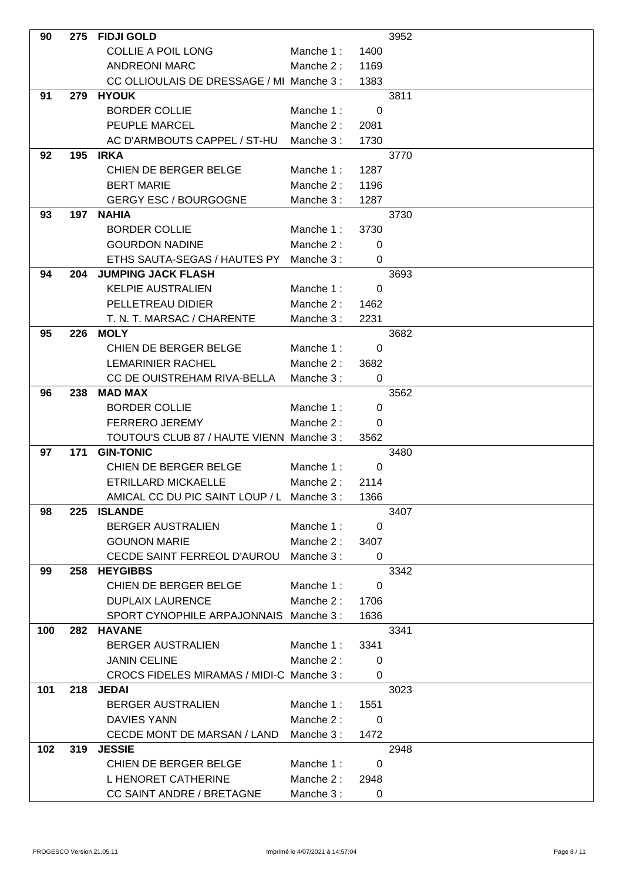| Rang | Dossard | Chien / Race / Conducteur / Club | Manche | Points | Total |
|---|---|---|---|---|---|
| **90** | **275** | **FIDJI GOLD** | | | 3952 |
| | | COLLIE A POIL LONG | Manche 1 : | 1400 | |
| | | ANDREONI MARC | Manche 2 : | 1169 | |
| | | CC OLLIOULAIS DE DRESSAGE / MI | Manche 3 : | 1383 | |
| **91** | **279** | **HYOUK** | | | 3811 |
| | | BORDER COLLIE | Manche 1 : | 0 | |
| | | PEUPLE MARCEL | Manche 2 : | 2081 | |
| | | AC D'ARMBOUTS CAPPEL / ST-HU | Manche 3 : | 1730 | |
| **92** | **195** | **IRKA** | | | 3770 |
| | | CHIEN DE BERGER BELGE | Manche 1 : | 1287 | |
| | | BERT MARIE | Manche 2 : | 1196 | |
| | | GERGY ESC / BOURGOGNE | Manche 3 : | 1287 | |
| **93** | **197** | **NAHIA** | | | 3730 |
| | | BORDER COLLIE | Manche 1 : | 3730 | |
| | | GOURDON NADINE | Manche 2 : | 0 | |
| | | ETHS SAUTA-SEGAS / HAUTES PY | Manche 3 : | 0 | |
| **94** | **204** | **JUMPING JACK FLASH** | | | 3693 |
| | | KELPIE AUSTRALIEN | Manche 1 : | 0 | |
| | | PELLETREAU DIDIER | Manche 2 : | 1462 | |
| | | T. N. T. MARSAC / CHARENTE | Manche 3 : | 2231 | |
| **95** | **226** | **MOLY** | | | 3682 |
| | | CHIEN DE BERGER BELGE | Manche 1 : | 0 | |
| | | LEMARINIER RACHEL | Manche 2 : | 3682 | |
| | | CC DE OUISTREHAM RIVA-BELLA | Manche 3 : | 0 | |
| **96** | **238** | **MAD MAX** | | | 3562 |
| | | BORDER COLLIE | Manche 1 : | 0 | |
| | | FERRERO JEREMY | Manche 2 : | 0 | |
| | | TOUTOU'S CLUB 87 / HAUTE VIENN | Manche 3 : | 3562 | |
| **97** | **171** | **GIN-TONIC** | | | 3480 |
| | | CHIEN DE BERGER BELGE | Manche 1 : | 0 | |
| | | ETRILLARD MICKAELLE | Manche 2 : | 2114 | |
| | | AMICAL CC DU PIC SAINT LOUP / L | Manche 3 : | 1366 | |
| **98** | **225** | **ISLANDE** | | | 3407 |
| | | BERGER AUSTRALIEN | Manche 1 : | 0 | |
| | | GOUNON MARIE | Manche 2 : | 3407 | |
| | | CECDE SAINT FERREOL D'AUROU | Manche 3 : | 0 | |
| **99** | **258** | **HEYGIBBS** | | | 3342 |
| | | CHIEN DE BERGER BELGE | Manche 1 : | 0 | |
| | | DUPLAIX LAURENCE | Manche 2 : | 1706 | |
| | | SPORT CYNOPHILE ARPAJONNAIS | Manche 3 : | 1636 | |
| **100** | **282** | **HAVANE** | | | 3341 |
| | | BERGER AUSTRALIEN | Manche 1 : | 3341 | |
| | | JANIN CELINE | Manche 2 : | 0 | |
| | | CROCS FIDELES MIRAMAS / MIDI-C | Manche 3 : | 0 | |
| **101** | **218** | **JEDAI** | | | 3023 |
| | | BERGER AUSTRALIEN | Manche 1 : | 1551 | |
| | | DAVIES YANN | Manche 2 : | 0 | |
| | | CECDE MONT DE MARSAN / LAND | Manche 3 : | 1472 | |
| **102** | **319** | **JESSIE** | | | 2948 |
| | | CHIEN DE BERGER BELGE | Manche 1 : | 0 | |
| | | L HENORET CATHERINE | Manche 2 : | 2948 | |
| | | CC SAINT ANDRE / BRETAGNE | Manche 3 : | 0 | |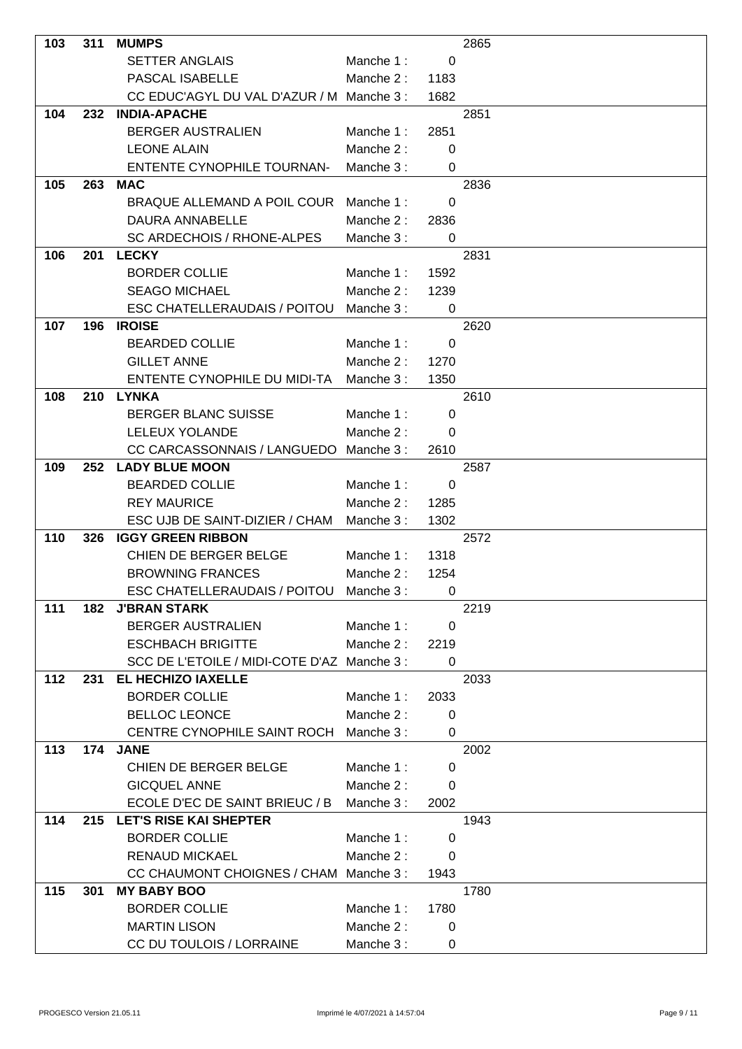| Rang | Dossard | Chien / Race / Conducteur / Club | Manche | Points | Total |
|---|---|---|---|---|---|
| 103 | 311 | **MUMPS** | | | 2865 |
| | | SETTER ANGLAIS | Manche 1 : | 0 | |
| | | PASCAL ISABELLE | Manche 2 : | 1183 | |
| | | CC EDUC'AGYL DU VAL D'AZUR / M | Manche 3 : | 1682 | |
| 104 | 232 | **INDIA-APACHE** | | | 2851 |
| | | BERGER AUSTRALIEN | Manche 1 : | 2851 | |
| | | LEONE ALAIN | Manche 2 : | 0 | |
| | | ENTENTE CYNOPHILE TOURNAN- | Manche 3 : | 0 | |
| 105 | 263 | **MAC** | | | 2836 |
| | | BRAQUE ALLEMAND A POIL COUR | Manche 1 : | 0 | |
| | | DAURA ANNABELLE | Manche 2 : | 2836 | |
| | | SC ARDECHOIS / RHONE-ALPES | Manche 3 : | 0 | |
| 106 | 201 | **LECKY** | | | 2831 |
| | | BORDER COLLIE | Manche 1 : | 1592 | |
| | | SEAGO MICHAEL | Manche 2 : | 1239 | |
| | | ESC CHATELLERAUDAIS / POITOU | Manche 3 : | 0 | |
| 107 | 196 | **IROISE** | | | 2620 |
| | | BEARDED COLLIE | Manche 1 : | 0 | |
| | | GILLET ANNE | Manche 2 : | 1270 | |
| | | ENTENTE CYNOPHILE DU MIDI-TA | Manche 3 : | 1350 | |
| 108 | 210 | **LYNKA** | | | 2610 |
| | | BERGER BLANC SUISSE | Manche 1 : | 0 | |
| | | LELEUX YOLANDE | Manche 2 : | 0 | |
| | | CC CARCASSONNAIS / LANGUEDO | Manche 3 : | 2610 | |
| 109 | 252 | **LADY BLUE MOON** | | | 2587 |
| | | BEARDED COLLIE | Manche 1 : | 0 | |
| | | REY MAURICE | Manche 2 : | 1285 | |
| | | ESC UJB DE SAINT-DIZIER / CHAM | Manche 3 : | 1302 | |
| 110 | 326 | **IGGY GREEN RIBBON** | | | 2572 |
| | | CHIEN DE BERGER BELGE | Manche 1 : | 1318 | |
| | | BROWNING FRANCES | Manche 2 : | 1254 | |
| | | ESC CHATELLERAUDAIS / POITOU | Manche 3 : | 0 | |
| 111 | 182 | **J'BRAN STARK** | | | 2219 |
| | | BERGER AUSTRALIEN | Manche 1 : | 0 | |
| | | ESCHBACH BRIGITTE | Manche 2 : | 2219 | |
| | | SCC DE L'ETOILE / MIDI-COTE D'AZ | Manche 3 : | 0 | |
| 112 | 231 | **EL HECHIZO IAXELLE** | | | 2033 |
| | | BORDER COLLIE | Manche 1 : | 2033 | |
| | | BELLOC LEONCE | Manche 2 : | 0 | |
| | | CENTRE CYNOPHILE SAINT ROCH | Manche 3 : | 0 | |
| 113 | 174 | **JANE** | | | 2002 |
| | | CHIEN DE BERGER BELGE | Manche 1 : | 0 | |
| | | GICQUEL ANNE | Manche 2 : | 0 | |
| | | ECOLE D'EC DE SAINT BRIEUC / B | Manche 3 : | 2002 | |
| 114 | 215 | **LET'S RISE KAI SHEPTER** | | | 1943 |
| | | BORDER COLLIE | Manche 1 : | 0 | |
| | | RENAUD MICKAEL | Manche 2 : | 0 | |
| | | CC CHAUMONT CHOIGNES / CHAM | Manche 3 : | 1943 | |
| 115 | 301 | **MY BABY BOO** | | | 1780 |
| | | BORDER COLLIE | Manche 1 : | 1780 | |
| | | MARTIN LISON | Manche 2 : | 0 | |
| | | CC DU TOULOIS / LORRAINE | Manche 3 : | 0 | |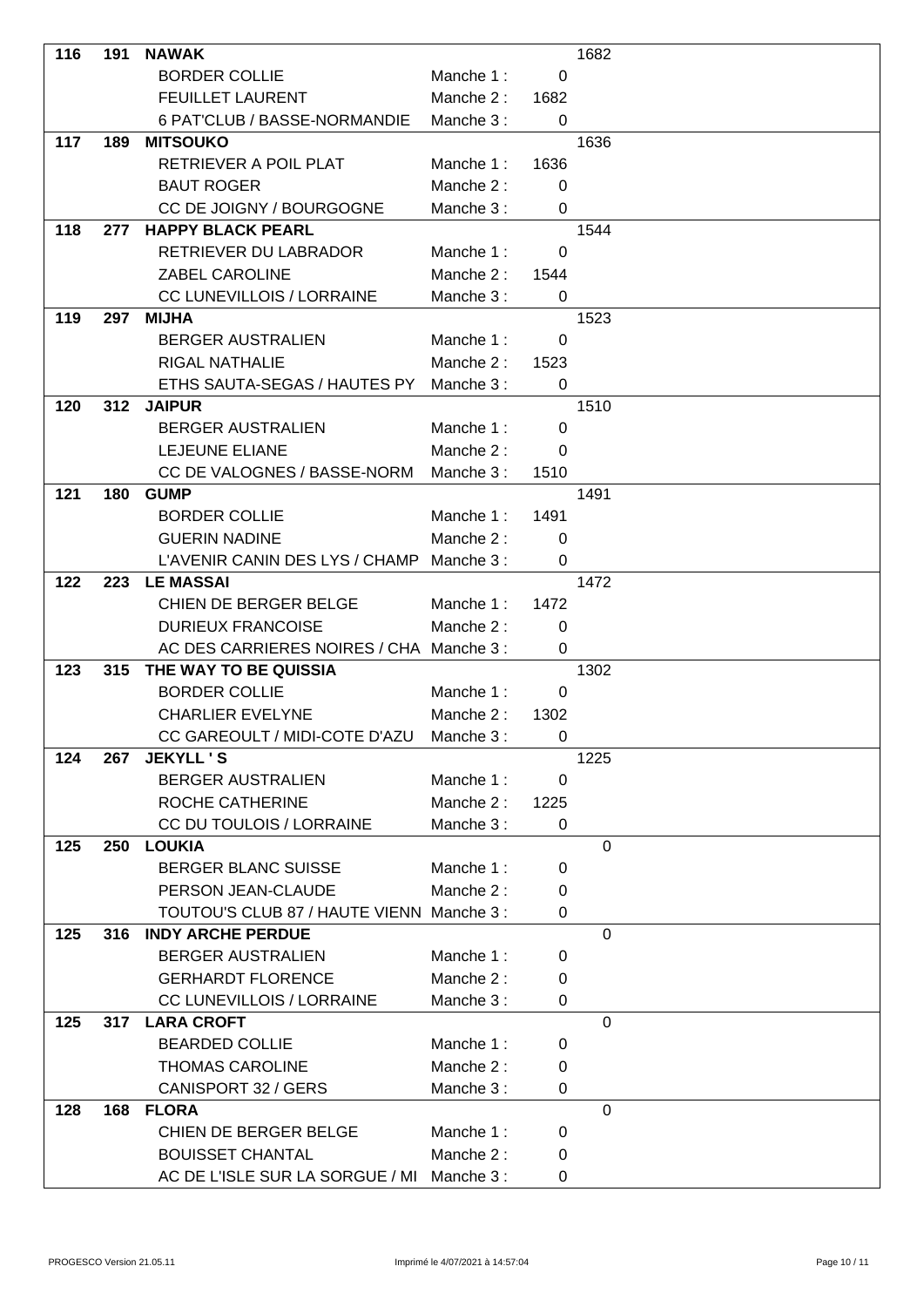| Rang | Dossard | Nom | Manche | Points | Total |
|---|---|---|---|---|---|
| 116 | 191 | **NAWAK** | | | 1682 |
| | | BORDER COLLIE | Manche 1 : | 0 | |
| | | FEUILLET LAURENT | Manche 2 : | 1682 | |
| | | 6 PAT'CLUB / BASSE-NORMANDIE | Manche 3 : | 0 | |
| 117 | 189 | **MITSOUKO** | | | 1636 |
| | | RETRIEVER A POIL PLAT | Manche 1 : | 1636 | |
| | | BAUT ROGER | Manche 2 : | 0 | |
| | | CC DE JOIGNY / BOURGOGNE | Manche 3 : | 0 | |
| 118 | 277 | **HAPPY BLACK PEARL** | | | 1544 |
| | | RETRIEVER DU LABRADOR | Manche 1 : | 0 | |
| | | ZABEL CAROLINE | Manche 2 : | 1544 | |
| | | CC LUNEVILLOIS / LORRAINE | Manche 3 : | 0 | |
| 119 | 297 | **MIJHA** | | | 1523 |
| | | BERGER AUSTRALIEN | Manche 1 : | 0 | |
| | | RIGAL NATHALIE | Manche 2 : | 1523 | |
| | | ETHS SAUTA-SEGAS / HAUTES PY | Manche 3 : | 0 | |
| 120 | 312 | **JAIPUR** | | | 1510 |
| | | BERGER AUSTRALIEN | Manche 1 : | 0 | |
| | | LEJEUNE ELIANE | Manche 2 : | 0 | |
| | | CC DE VALOGNES / BASSE-NORM | Manche 3 : | 1510 | |
| 121 | 180 | **GUMP** | | | 1491 |
| | | BORDER COLLIE | Manche 1 : | 1491 | |
| | | GUERIN NADINE | Manche 2 : | 0 | |
| | | L'AVENIR CANIN DES LYS / CHAMP | Manche 3 : | 0 | |
| 122 | 223 | **LE MASSAI** | | | 1472 |
| | | CHIEN DE BERGER BELGE | Manche 1 : | 1472 | |
| | | DURIEUX FRANCOISE | Manche 2 : | 0 | |
| | | AC DES CARRIERES NOIRES / CHA | Manche 3 : | 0 | |
| 123 | 315 | **THE WAY TO BE QUISSIA** | | | 1302 |
| | | BORDER COLLIE | Manche 1 : | 0 | |
| | | CHARLIER EVELYNE | Manche 2 : | 1302 | |
| | | CC GAREOULT / MIDI-COTE D'AZU | Manche 3 : | 0 | |
| 124 | 267 | **JEKYLL ' S** | | | 1225 |
| | | BERGER AUSTRALIEN | Manche 1 : | 0 | |
| | | ROCHE CATHERINE | Manche 2 : | 1225 | |
| | | CC DU TOULOIS / LORRAINE | Manche 3 : | 0 | |
| 125 | 250 | **LOUKIA** | | | 0 |
| | | BERGER BLANC SUISSE | Manche 1 : | 0 | |
| | | PERSON JEAN-CLAUDE | Manche 2 : | 0 | |
| | | TOUTOU'S CLUB 87 / HAUTE VIENN | Manche 3 : | 0 | |
| 125 | 316 | **INDY ARCHE PERDUE** | | | 0 |
| | | BERGER AUSTRALIEN | Manche 1 : | 0 | |
| | | GERHARDT FLORENCE | Manche 2 : | 0 | |
| | | CC LUNEVILLOIS / LORRAINE | Manche 3 : | 0 | |
| 125 | 317 | **LARA CROFT** | | | 0 |
| | | BEARDED COLLIE | Manche 1 : | 0 | |
| | | THOMAS CAROLINE | Manche 2 : | 0 | |
| | | CANISPORT 32 / GERS | Manche 3 : | 0 | |
| 128 | 168 | **FLORA** | | | 0 |
| | | CHIEN DE BERGER BELGE | Manche 1 : | 0 | |
| | | BOUISSET CHANTAL | Manche 2 : | 0 | |
| | | AC DE L'ISLE SUR LA SORGUE / MI | Manche 3 : | 0 | |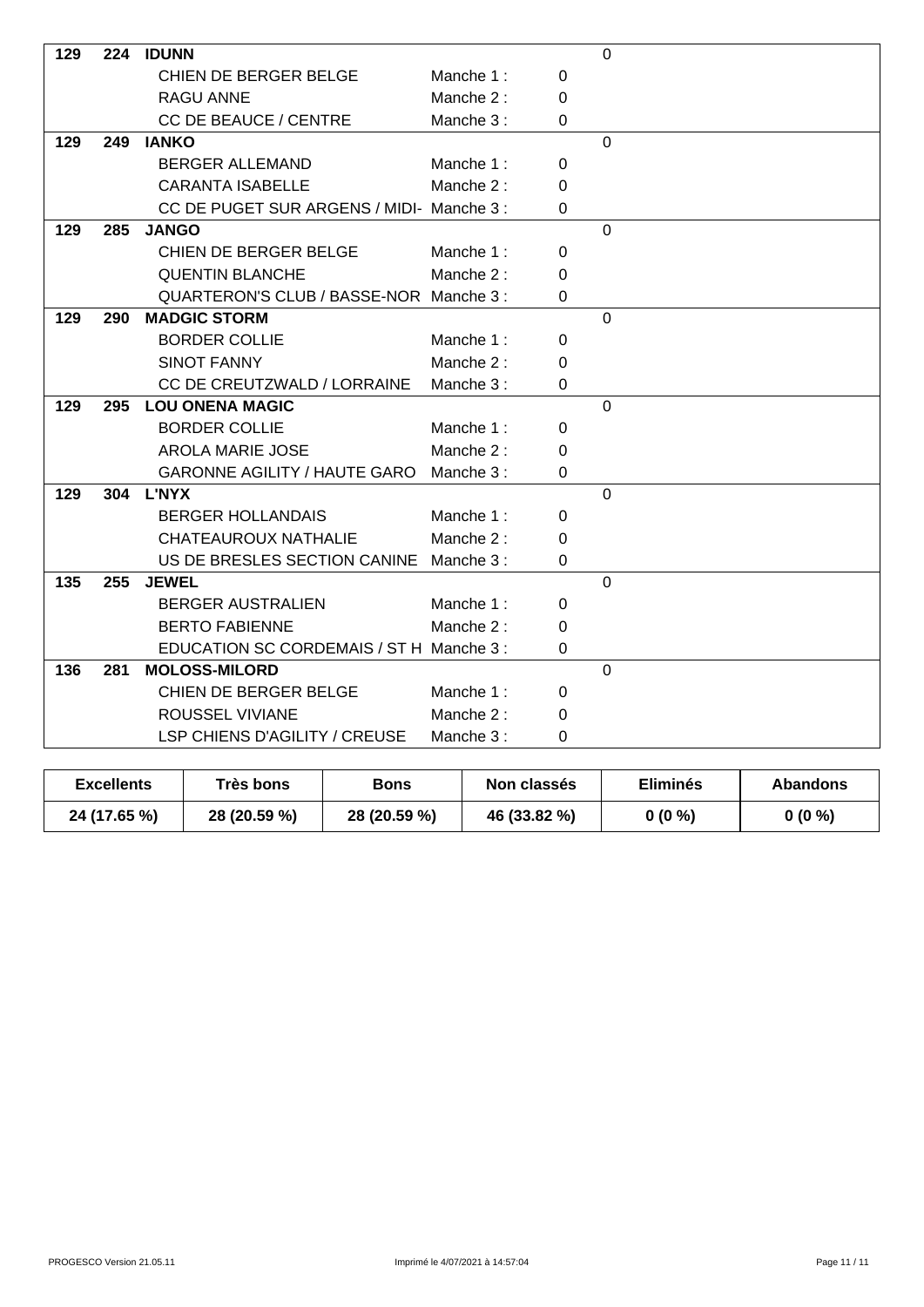| | | | | | |
|---|---|---|---|---|---|
| **129** | **224** | **IDUNN** | | | 0 |
| | | CHIEN DE BERGER BELGE | Manche 1 : | 0 | |
| | | RAGU ANNE | Manche 2 : | 0 | |
| | | CC DE BEAUCE / CENTRE | Manche 3 : | 0 | |
| **129** | **249** | **IANKO** | | | 0 |
| | | BERGER ALLEMAND | Manche 1 : | 0 | |
| | | CARANTA ISABELLE | Manche 2 : | 0 | |
| | | CC DE PUGET SUR ARGENS / MIDI- | Manche 3 : | 0 | |
| **129** | **285** | **JANGO** | | | 0 |
| | | CHIEN DE BERGER BELGE | Manche 1 : | 0 | |
| | | QUENTIN BLANCHE | Manche 2 : | 0 | |
| | | QUARTERON'S CLUB / BASSE-NOR | Manche 3 : | 0 | |
| **129** | **290** | **MADGIC STORM** | | | 0 |
| | | BORDER COLLIE | Manche 1 : | 0 | |
| | | SINOT FANNY | Manche 2 : | 0 | |
| | | CC DE CREUTZWALD / LORRAINE | Manche 3 : | 0 | |
| **129** | **295** | **LOU ONENA MAGIC** | | | 0 |
| | | BORDER COLLIE | Manche 1 : | 0 | |
| | | AROLA MARIE JOSE | Manche 2 : | 0 | |
| | | GARONNE AGILITY / HAUTE GARO | Manche 3 : | 0 | |
| **129** | **304** | **L'NYX** | | | 0 |
| | | BERGER HOLLANDAIS | Manche 1 : | 0 | |
| | | CHATEAUROUX NATHALIE | Manche 2 : | 0 | |
| | | US DE BRESLES SECTION CANINE | Manche 3 : | 0 | |
| **135** | **255** | **JEWEL** | | | 0 |
| | | BERGER AUSTRALIEN | Manche 1 : | 0 | |
| | | BERTO FABIENNE | Manche 2 : | 0 | |
| | | EDUCATION SC CORDEMAIS / ST H | Manche 3 : | 0 | |
| **136** | **281** | **MOLOSS-MILORD** | | | 0 |
| | | CHIEN DE BERGER BELGE | Manche 1 : | 0 | |
| | | ROUSSEL VIVIANE | Manche 2 : | 0 | |
| | | LSP CHIENS D'AGILITY / CREUSE | Manche 3 : | 0 | |

| Excellents | Très bons | Bons | Non classés | Eliminés | Abandons |
|---|---|---|---|---|---|
| **24 (17.65 %)** | **28 (20.59 %)** | **28 (20.59 %)** | **46 (33.82 %)** | **0 (0 %)** | **0 (0 %)** |

PROGESCO Version 21.05.11 — Imprimé le 4/07/2021 à 14:57:04